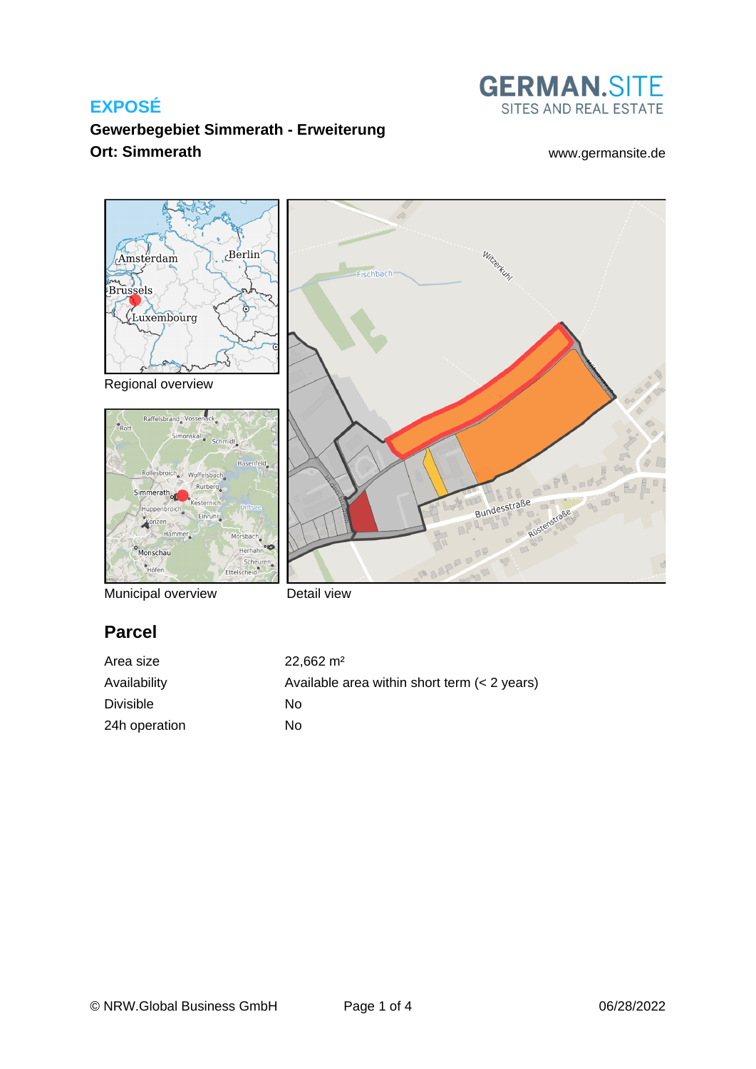**EXPOSÉ**

**Gewerbegebiet Simmerath - Erweiterung**

**Ort: Simmerath**

GERMAN.SITE
SITES AND REAL ESTATE

www.germansite.de

Regional overview

Municipal overview

Detail view

## Parcel

| | |
|---|---|
| Area size | 22,662 m² |
| Availability | Available area within short term (< 2 years) |
| Divisible | No |
| 24h operation | No |

© NRW.Global Business GmbH

06/28/2022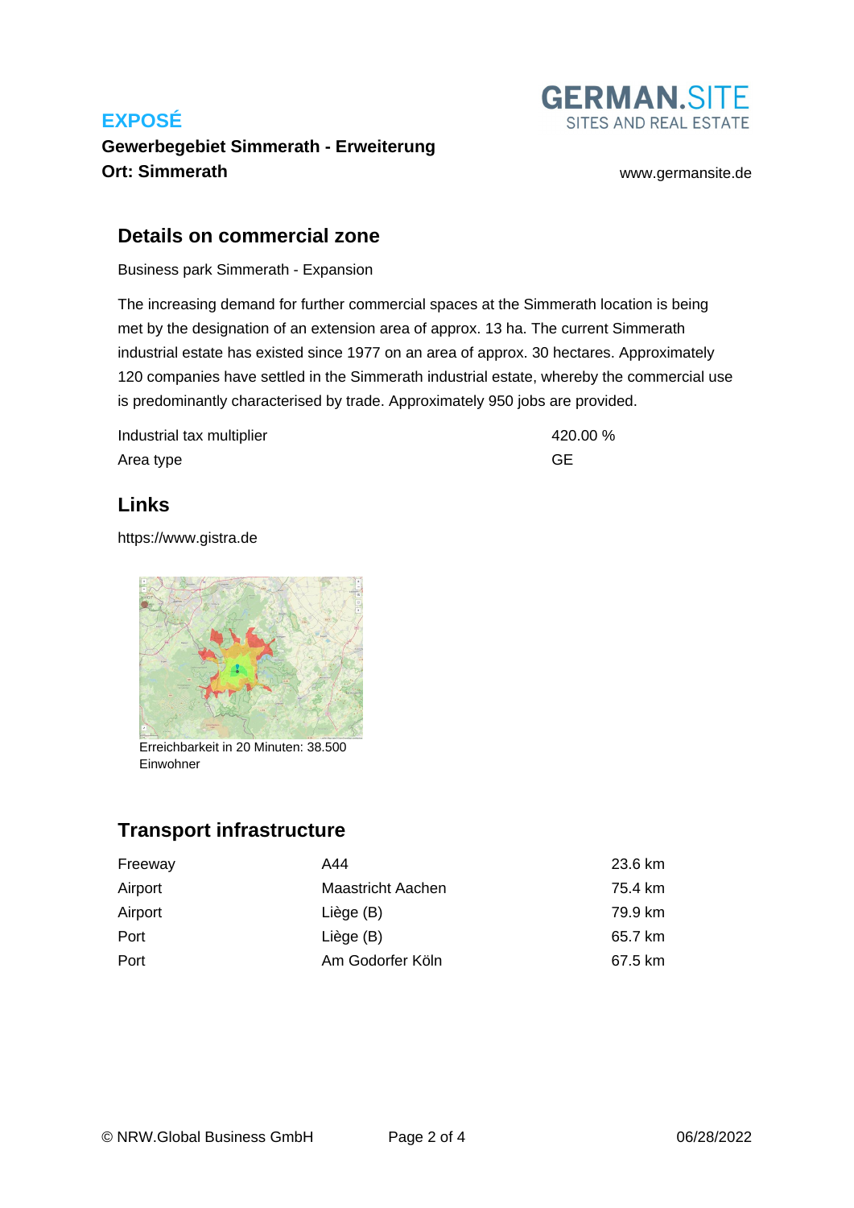# EXPOSÉ

**Gewerbegebiet Simmerath - Erweiterung**
**Ort: Simmerath**

www.germansite.de

## Details on commercial zone

Business park Simmerath - Expansion

The increasing demand for further commercial spaces at the Simmerath location is being met by the designation of an extension area of approx. 13 ha. The current Simmerath industrial estate has existed since 1977 on an area of approx. 30 hectares. Approximately 120 companies have settled in the Simmerath industrial estate, whereby the commercial use is predominantly characterised by trade. Approximately 950 jobs are provided.

| | |
|---|---|
| Industrial tax multiplier | 420.00 % |
| Area type | GE |

## Links

https://www.gistra.de

Erreichbarkeit in 20 Minuten: 38.500 Einwohner

## Transport infrastructure

| | | |
|---|---|---|
| Freeway | A44 | 23.6 km |
| Airport | Maastricht Aachen | 75.4 km |
| Airport | Liège (B) | 79.9 km |
| Port | Liège (B) | 65.7 km |
| Port | Am Godorfer Köln | 67.5 km |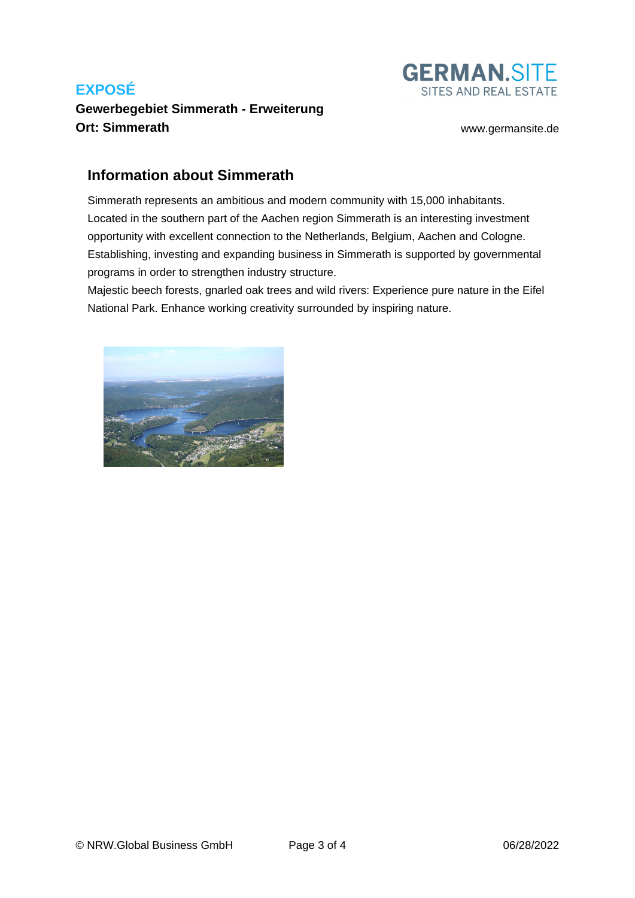**EXPOSÉ**

**Gewerbegebiet Simmerath - Erweiterung**
**Ort: Simmerath**

## Information about Simmerath

Simmerath represents an ambitious and modern community with 15,000 inhabitants. Located in the southern part of the Aachen region Simmerath is an interesting investment opportunity with excellent connection to the Netherlands, Belgium, Aachen and Cologne. Establishing, investing and expanding business in Simmerath is supported by governmental programs in order to strengthen industry structure.
Majestic beech forests, gnarled oak trees and wild rivers: Experience pure nature in the Eifel National Park. Enhance working creativity surrounded by inspiring nature.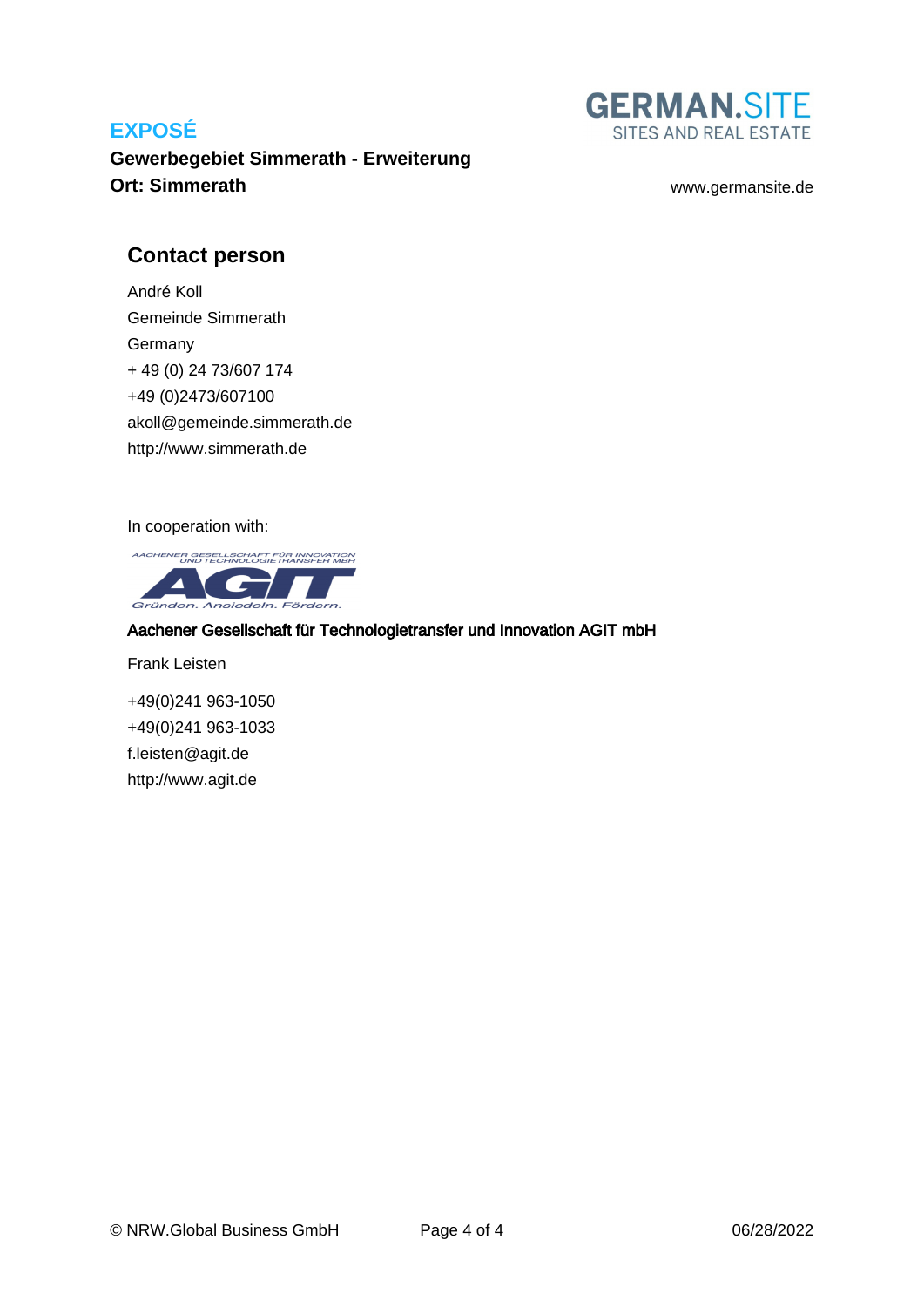## Contact person

André Koll
Gemeinde Simmerath
Germany
+ 49 (0) 24 73/607 174
+49 (0)2473/607100
akoll@gemeinde.simmerath.de
http://www.simmerath.de

In cooperation with:

**Aachener Gesellschaft für Technologietransfer und Innovation AGIT mbH**

Frank Leisten

+49(0)241 963-1050
+49(0)241 963-1033
f.leisten@agit.de
http://www.agit.de